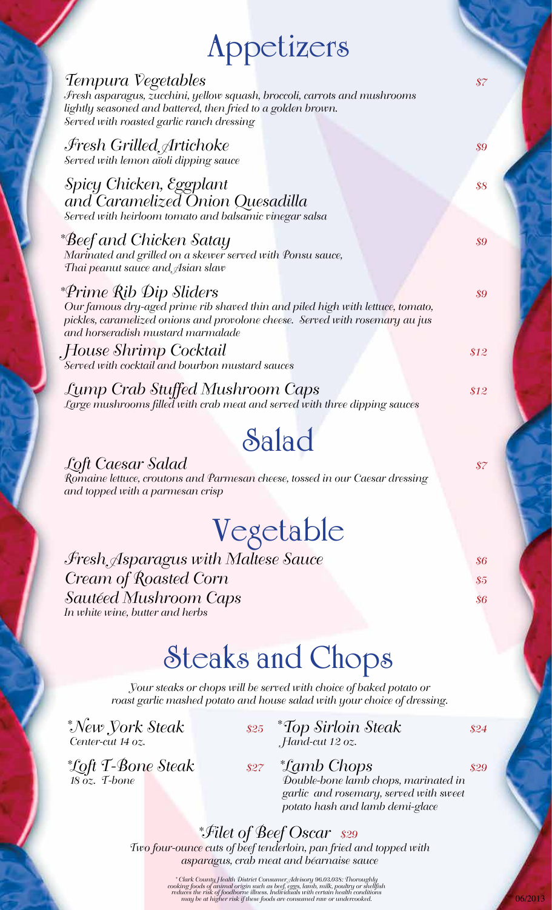# Appetizers

***Tempura Vegetables*** — *$7*
*Fresh asparagus, zucchini, yellow squash, broccoli, carrots and mushrooms lightly seasoned and battered, then fried to a golden brown. Served with roasted garlic ranch dressing*

***Fresh Grilled Artichoke*** — *$9*
*Served with lemon aïoli dipping sauce*

***Spicy Chicken, Eggplant and Caramelized Onion Quesadilla*** — *$8*
*Served with heirloom tomato and balsamic vinegar salsa*

***\*Beef and Chicken Satay*** — *$9*
*Marinated and grilled on a skewer served with Ponsu sauce, Thai peanut sauce and Asian slaw*

***\*Prime Rib Dip Sliders*** — *$9*
*Our famous dry-aged prime rib shaved thin and piled high with lettuce, tomato, pickles, caramelized onions and provolone cheese. Served with rosemary au jus and horseradish mustard marmalade*

***House Shrimp Cocktail*** — *$12*
*Served with cocktail and bourbon mustard sauces*

***Lump Crab Stuffed Mushroom Caps*** — *$12*
*Large mushrooms filled with crab meat and served with three dipping sauces*

# Salad

***Loft Caesar Salad*** — *$7*
*Romaine lettuce, croutons and Parmesan cheese, tossed in our Caesar dressing and topped with a parmesan crisp*

# Vegetable

***Fresh Asparagus with Maltese Sauce*** — *$6*

***Cream of Roasted Corn*** — *$5*

***Sautéed Mushroom Caps*** — *$6*
*In white wine, butter and herbs*

# Steaks and Chops

*Your steaks or chops will be served with choice of baked potato or roast garlic mashed potato and house salad with your choice of dressing.*

***\*New York Steak*** — *$25*
*Center-cut 14 oz.*

***\*Top Sirloin Steak*** — *$24*
*Hand-cut 12 oz.*

***\*Loft T-Bone Steak*** — *$27*
*18 oz. T-bone*

***\*Lamb Chops*** — *$29*
*Double-bone lamb chops, marinated in garlic and rosemary, served with sweet potato hash and lamb demi-glace*

***\*Filet of Beef Oscar*** — *$29*
*Two four-ounce cuts of beef tenderloin, pan fried and topped with asparagus, crab meat and béarnaise sauce*

*\*Clark County Health District Consumer Advisory 96.03.038: Thoroughly cooking foods of animal origin such as beef, eggs, lamb, milk, poultry or shellfish reduces the risk of foodborne illness. Individuals with certain health conditions may be at higher risk if these foods are consumed raw or undercooked.*

06/2013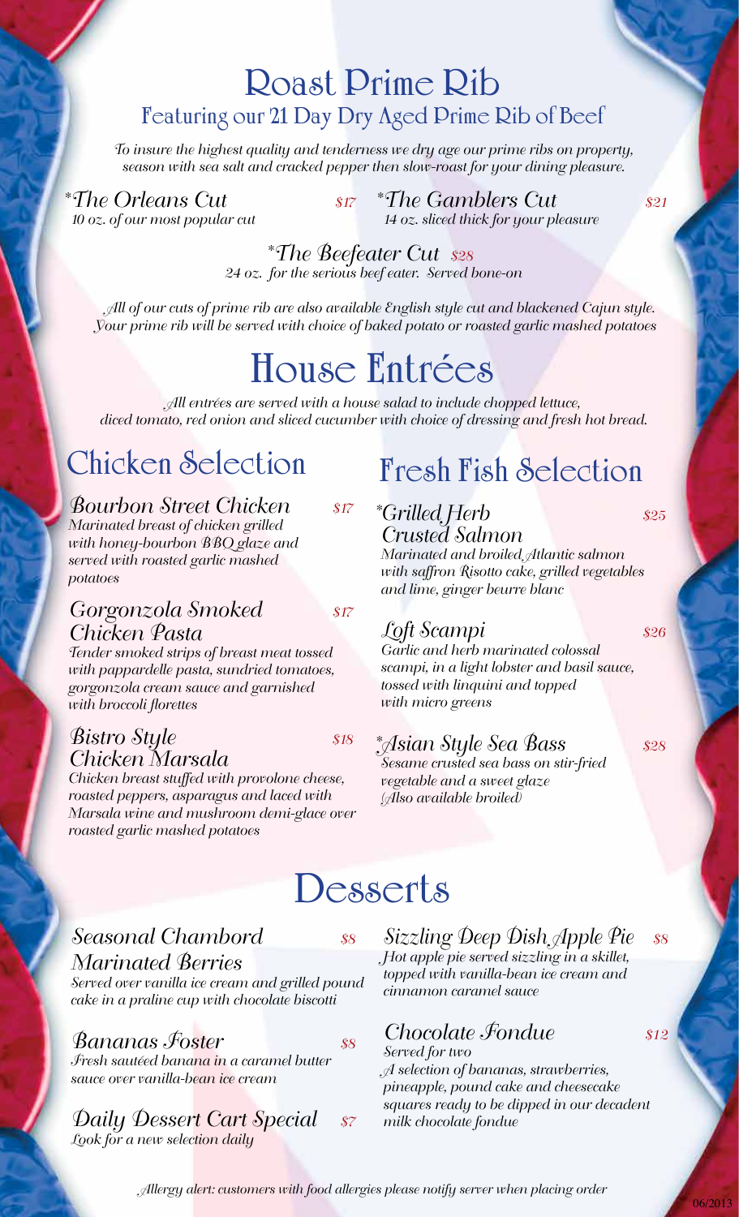# Roast Prime Rib

## Featuring our 21 Day Dry Aged Prime Rib of Beef

*To insure the highest quality and tenderness we dry age our prime ribs on property, season with sea salt and cracked pepper then slow-roast for your dining pleasure.*

***The Orleans Cut** $17*
*10 oz. of our most popular cut*

***The Gamblers Cut** $21*
*14 oz. sliced thick for your pleasure*

***The Beefeater Cut** $28*
*24 oz. for the serious beef eater. Served bone-on*

*All of our cuts of prime rib are also available English style cut and blackened Cajun style. Your prime rib will be served with choice of baked potato or roasted garlic mashed potatoes*

# House Entrées

*All entrées are served with a house salad to include chopped lettuce, diced tomato, red onion and sliced cucumber with choice of dressing and fresh hot bread.*

## Chicken Selection

***Bourbon Street Chicken** $17*
*Marinated breast of chicken grilled with honey-bourbon BBQ glaze and served with roasted garlic mashed potatoes*

***Gorgonzola Smoked Chicken Pasta** $17*
*Tender smoked strips of breast meat tossed with pappardelle pasta, sundried tomatoes, gorgonzola cream sauce and garnished with broccoli florettes*

***Bistro Style Chicken Marsala** $18*
*Chicken breast stuffed with provolone cheese, roasted peppers, asparagus and laced with Marsala wine and mushroom demi-glace over roasted garlic mashed potatoes*

## Fresh Fish Selection

***Grilled Herb Crusted Salmon** $25*
*Marinated and broiled Atlantic salmon with saffron Risotto cake, grilled vegetables and lime, ginger beurre blanc*

***Loft Scampi** $26*
*Garlic and herb marinated colossal scampi, in a light lobster and basil sauce, tossed with linquini and topped with micro greens*

***Asian Style Sea Bass** $28*
*Sesame crusted sea bass on stir-fried vegetable and a sweet glaze (Also available broiled)*

# Desserts

***Seasonal Chambord Marinated Berries** $8*
*Served over vanilla ice cream and grilled pound cake in a praline cup with chocolate biscotti*

***Bananas Foster** $8*
*Fresh sautéed banana in a caramel butter sauce over vanilla-bean ice cream*

***Daily Dessert Cart Special** $7*
*Look for a new selection daily*

***Sizzling Deep Dish Apple Pie** $8*
*Hot apple pie served sizzling in a skillet, topped with vanilla-bean ice cream and cinnamon caramel sauce*

***Chocolate Fondue** $12*
*Served for two*
*A selection of bananas, strawberries, pineapple, pound cake and cheesecake squares ready to be dipped in our decadent milk chocolate fondue*

*Allergy alert: customers with food allergies please notify server when placing order*

06/2013